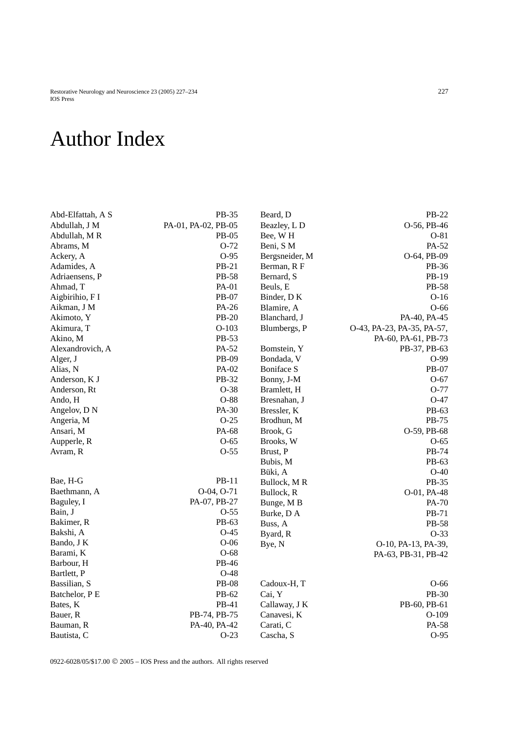# Author Index

Abd-Elfattah, A S PB-35
Abdullah, J M PA-01, PA-02, PB-05
Abdullah, M R PB-05
Abrams, M O-72
Ackery, A O-95
Adamides, A PB-21
Adriaensens, P PB-58
Ahmad, T PA-01
Aigbirihio, F I PB-07
Aikman, J M PA-26
Akimoto, Y PB-20
Akimura, T O-103
Akino, M PB-53
Alexandrovich, A PA-52
Alger, J PB-09
Alias, N PA-02
Anderson, K J PB-32
Anderson, Rt O-38
Ando, H O-88
Angelov, D N PA-30
Angeria, M O-25
Ansari, M PA-68
Aupperle, R O-65
Avram, R O-55

Bae, H-G PB-11
Baethmann, A O-04, O-71
Baguley, I PA-07, PB-27
Bain, J O-55
Bakimer, R PB-63
Bakshi, A O-45
Bando, J K O-06
Barami, K O-68
Barbour, H PB-46
Bartlett, P O-48
Bassilian, S PB-08
Batchelor, P E PB-62
Bates, K PB-41
Bauer, R PB-74, PB-75
Bauman, R PA-40, PA-42
Bautista, C O-23

Beard, D PB-22
Beazley, L D O-56, PB-46
Bee, W H O-81
Beni, S M PA-52
Bergsneider, M O-64, PB-09
Berman, R F PB-36
Bernard, S PB-19
Beuls, E PB-58
Binder, D K O-16
Blamire, A O-66
Blanchard, J PA-40, PA-45
Blumbergs, P O-43, PA-23, PA-35, PA-57, PA-60, PA-61, PB-73
Bomstein, Y PB-37, PB-63
Bondada, V O-99
Boniface S PB-07
Bonny, J-M O-67
Bramlett, H O-77
Bresnahan, J O-47
Bressler, K PB-63
Brodhun, M PB-75
Brook, G O-59, PB-68
Brooks, W O-65
Brust, P PB-74
Bubis, M PB-63
Büki, A O-40
Bullock, M R PB-35
Bullock, R O-01, PA-48
Bunge, M B PA-70
Burke, D A PB-71
Buss, A PB-58
Byard, R O-33
Bye, N O-10, PA-13, PA-39, PA-63, PB-31, PB-42

Cadoux-H, T O-66
Cai, Y PB-30
Callaway, J K PB-60, PB-61
Canavesi, K O-109
Carati, C PA-58
Cascha, S O-95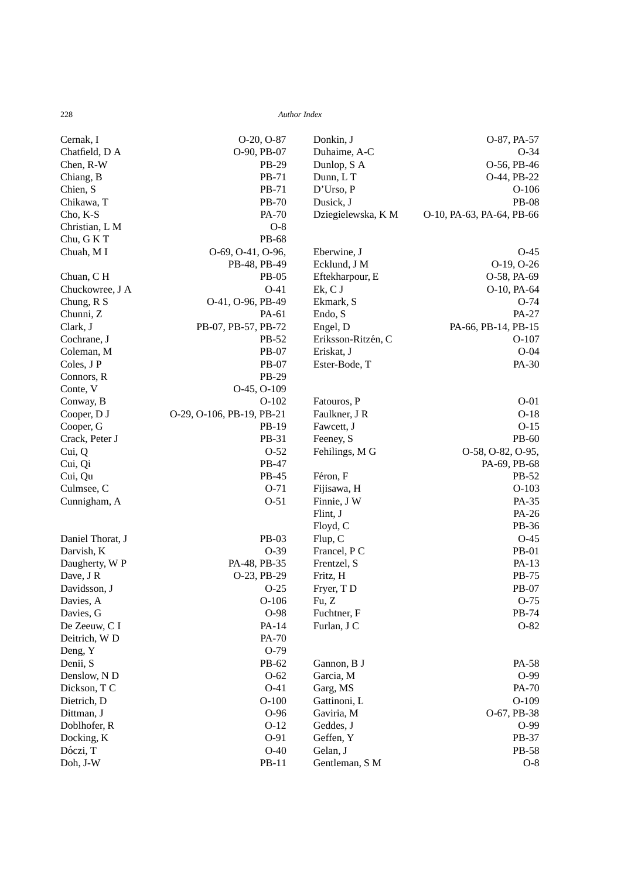Cernak, I O-20, O-87
Chatfield, D A O-90, PB-07
Chen, R-W PB-29
Chiang, B PB-71
Chien, S PB-71
Chikawa, T PB-70
Cho, K-S PA-70
Christian, L M O-8
Chu, G K T PB-68
Chuah, M I O-69, O-41, O-96, PB-48, PB-49
Chuan, C H PB-05
Chuckowree, J A O-41
Chung, R S O-41, O-96, PB-49
Chunni, Z PA-61
Clark, J PB-07, PB-57, PB-72
Cochrane, J PB-52
Coleman, M PB-07
Coles, J P PB-07
Connors, R PB-29
Conte, V O-45, O-109
Conway, B O-102
Cooper, D J O-29, O-106, PB-19, PB-21
Cooper, G PB-19
Crack, Peter J PB-31
Cui, Q O-52
Cui, Qi PB-47
Cui, Qu PB-45
Culmsee, C O-71
Cunnigham, A O-51

Daniel Thorat, J PB-03
Darvish, K O-39
Daugherty, W P PA-48, PB-35
Dave, J R O-23, PB-29
Davidsson, J O-25
Davies, A O-106
Davies, G O-98
De Zeeuw, C I PA-14
Deitrich, W D PA-70
Deng, Y O-79
Denii, S PB-62
Denslow, N D O-62
Dickson, T C O-41
Dietrich, D O-100
Dittman, J O-96
Doblhofer, R O-12
Docking, K O-91
Dóczi, T O-40
Doh, J-W PB-11
Donkin, J O-87, PA-57
Duhaime, A-C O-34
Dunlop, S A O-56, PB-46
Dunn, L T O-44, PB-22
D'Urso, P O-106
Dusick, J PB-08
Dziegielewska, K M O-10, PA-63, PA-64, PB-66

Eberwine, J O-45
Ecklund, J M O-19, O-26
Eftekharpour, E O-58, PA-69
Ek, C J O-10, PA-64
Ekmark, S O-74
Endo, S PA-27
Engel, D PA-66, PB-14, PB-15
Eriksson-Ritzén, C O-107
Eriskat, J O-04
Ester-Bode, T PA-30

Fatouros, P O-01
Faulkner, J R O-18
Fawcett, J O-15
Feeney, S PB-60
Fehilings, M G O-58, O-82, O-95, PA-69, PB-68
Féron, F PB-52
Fijisawa, H O-103
Finnie, J W PA-35
Flint, J PA-26
Floyd, C PB-36
Flup, C O-45
Francel, P C PB-01
Frentzel, S PA-13
Fritz, H PB-75
Fryer, T D PB-07
Fu, Z O-75
Fuchtner, F PB-74
Furlan, J C O-82

Gannon, B J PA-58
Garcia, M O-99
Garg, MS PA-70
Gattinoni, L O-109
Gaviria, M O-67, PB-38
Geddes, J O-99
Geffen, Y PB-37
Gelan, J PB-58
Gentleman, S M O-8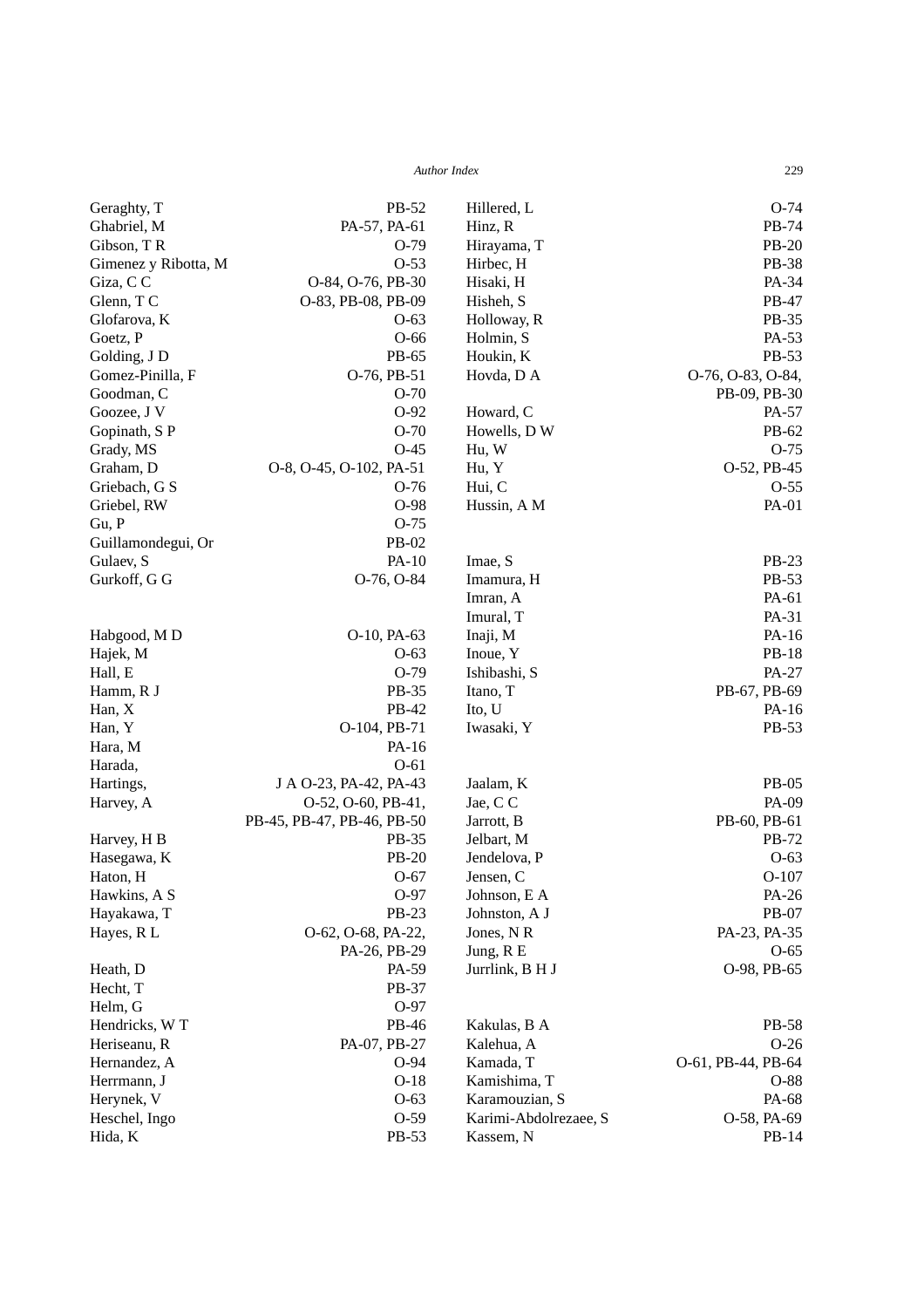Geraghty, T PB-52
Ghabriel, M PA-57, PA-61
Gibson, T R O-79
Gimenez y Ribotta, M O-53
Giza, C C O-84, O-76, PB-30
Glenn, T C O-83, PB-08, PB-09
Glofarova, K O-63
Goetz, P O-66
Golding, J D PB-65
Gomez-Pinilla, F O-76, PB-51
Goodman, C O-70
Goozee, J V O-92
Gopinath, S P O-70
Grady, MS O-45
Graham, D O-8, O-45, O-102, PA-51
Griebach, G S O-76
Griebel, RW O-98
Gu, P O-75
Guillamondegui, Or PB-02
Gulaev, S PA-10
Gurkoff, G G O-76, O-84

Habgood, M D O-10, PA-63
Hajek, M O-63
Hall, E O-79
Hamm, R J PB-35
Han, X PB-42
Han, Y O-104, PB-71
Hara, M PA-16
Harada, O-61
Hartings, J A O-23, PA-42, PA-43
Harvey, A O-52, O-60, PB-41, PB-45, PB-47, PB-46, PB-50
Harvey, H B PB-35
Hasegawa, K PB-20
Haton, H O-67
Hawkins, A S O-97
Hayakawa, T PB-23
Hayes, R L O-62, O-68, PA-22, PA-26, PB-29
Heath, D PA-59
Hecht, T PB-37
Helm, G O-97
Hendricks, W T PB-46
Heriseanu, R PA-07, PB-27
Hernandez, A O-94
Herrmann, J O-18
Herynek, V O-63
Heschel, Ingo O-59
Hida, K PB-53
Hillered, L O-74
Hinz, R PB-74
Hirayama, T PB-20
Hirbec, H PB-38
Hisaki, H PA-34
Hisheh, S PB-47
Holloway, R PB-35
Holmin, S PA-53
Houkin, K PB-53
Hovda, D A O-76, O-83, O-84, PB-09, PB-30
Howard, C PA-57
Howells, D W PB-62
Hu, W O-75
Hu, Y O-52, PB-45
Hui, C O-55
Hussin, A M PA-01

Imae, S PB-23
Imamura, H PB-53
Imran, A PA-61
Imural, T PA-31
Inaji, M PA-16
Inoue, Y PB-18
Ishibashi, S PA-27
Itano, T PB-67, PB-69
Ito, U PA-16
Iwasaki, Y PB-53

Jaalam, K PB-05
Jae, C C PA-09
Jarrott, B PB-60, PB-61
Jelbart, M PB-72
Jendelova, P O-63
Jensen, C O-107
Johnson, E A PA-26
Johnston, A J PB-07
Jones, N R PA-23, PA-35
Jung, R E O-65
Jurrlink, B H J O-98, PB-65

Kakulas, B A PB-58
Kalehua, A O-26
Kamada, T O-61, PB-44, PB-64
Kamishima, T O-88
Karamouzian, S PA-68
Karimi-Abdolrezaee, S O-58, PA-69
Kassem, N PB-14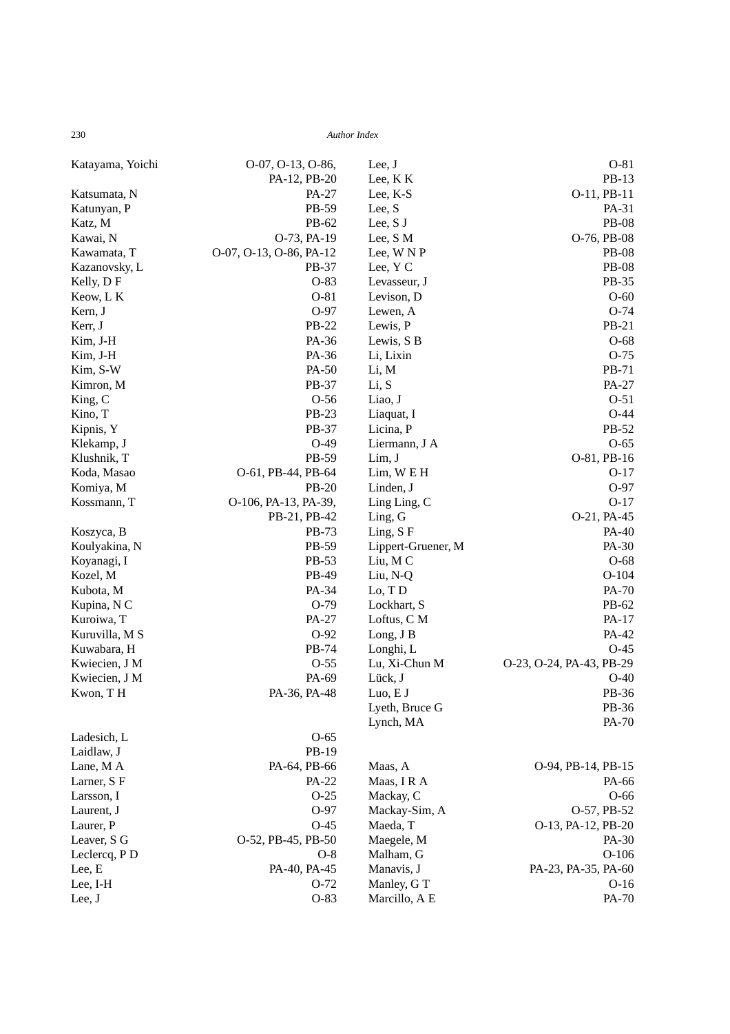Katayama, Yoichi O-07, O-13, O-86, PA-12, PB-20
Katsumata, N PA-27
Katunyan, P PB-59
Katz, M PB-62
Kawai, N O-73, PA-19
Kawamata, T O-07, O-13, O-86, PA-12
Kazanovsky, L PB-37
Kelly, D F O-83
Keow, L K O-81
Kern, J O-97
Kerr, J PB-22
Kim, J-H PA-36
Kim, J-H PA-36
Kim, S-W PA-50
Kimron, M PB-37
King, C O-56
Kino, T PB-23
Kipnis, Y PB-37
Klekamp, J O-49
Klushnik, T PB-59
Koda, Masao O-61, PB-44, PB-64
Komiya, M PB-20
Kossmann, T O-106, PA-13, PA-39, PB-21, PB-42
Koszyca, B PB-73
Koulyakina, N PB-59
Koyanagi, I PB-53
Kozel, M PB-49
Kubota, M PA-34
Kupina, N C O-79
Kuroiwa, T PA-27
Kuruvilla, M S O-92
Kuwabara, H PB-74
Kwiecien, J M O-55
Kwiecien, J M PA-69
Kwon, T H PA-36, PA-48

Ladesich, L O-65
Laidlaw, J PB-19
Lane, M A PA-64, PB-66
Larner, S F PA-22
Larsson, I O-25
Laurent, J O-97
Laurer, P O-45
Leaver, S G O-52, PB-45, PB-50
Leclercq, P D O-8
Lee, E PA-40, PA-45
Lee, I-H O-72
Lee, J O-83
Lee, J O-81
Lee, K K PB-13
Lee, K-S O-11, PB-11
Lee, S PA-31
Lee, S J PB-08
Lee, S M O-76, PB-08
Lee, W N P PB-08
Lee, Y C PB-08
Levasseur, J PB-35
Levison, D O-60
Lewen, A O-74
Lewis, P PB-21
Lewis, S B O-68
Li, Lixin O-75
Li, M PB-71
Li, S PA-27
Liao, J O-51
Liaquat, I O-44
Licina, P PB-52
Liermann, J A O-65
Lim, J O-81, PB-16
Lim, W E H O-17
Linden, J O-97
Ling Ling, C O-17
Ling, G O-21, PA-45
Ling, S F PA-40
Lippert-Gruener, M PA-30
Liu, M C O-68
Liu, N-Q O-104
Lo, T D PA-70
Lockhart, S PB-62
Loftus, C M PA-17
Long, J B PA-42
Longhi, L O-45
Lu, Xi-Chun M O-23, O-24, PA-43, PB-29
Lück, J O-40
Luo, E J PB-36
Lyeth, Bruce G PB-36
Lynch, MA PA-70

Maas, A O-94, PB-14, PB-15
Maas, I R A PA-66
Mackay, C O-66
Mackay-Sim, A O-57, PB-52
Maeda, T O-13, PA-12, PB-20
Maegele, M PA-30
Malham, G O-106
Manavis, J PA-23, PA-35, PA-60
Manley, G T O-16
Marcillo, A E PA-70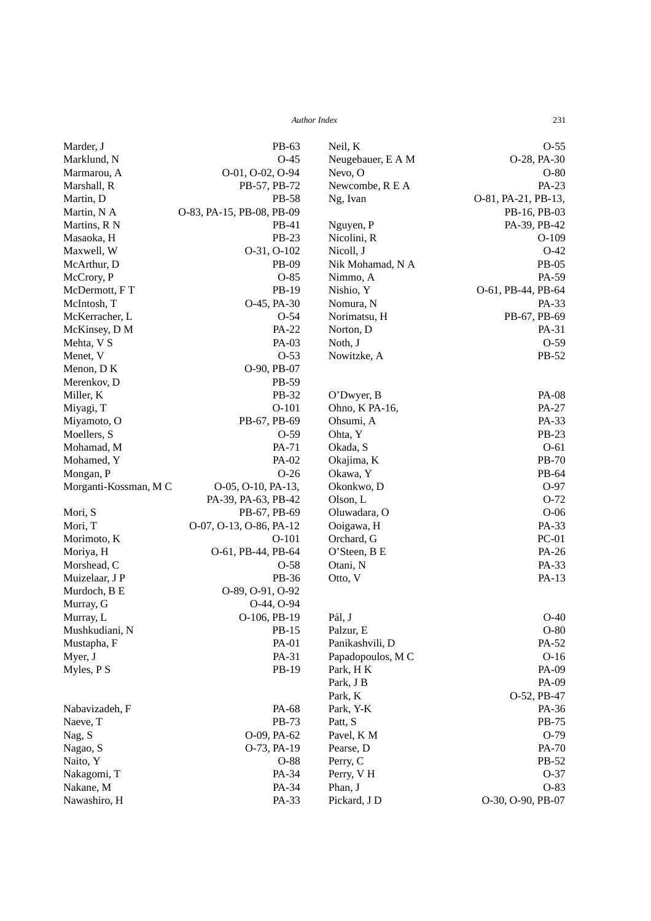Marder, J PB-63
Marklund, N O-45
Marmarou, A O-01, O-02, O-94
Marshall, R PB-57, PB-72
Martin, D PB-58
Martin, N A O-83, PA-15, PB-08, PB-09
Martins, R N PB-41
Masaoka, H PB-23
Maxwell, W O-31, O-102
McArthur, D PB-09
McCrory, P O-85
McDermott, F T PB-19
McIntosh, T O-45, PA-30
McKerracher, L O-54
McKinsey, D M PA-22
Mehta, V S PA-03
Menet, V O-53
Menon, D K O-90, PB-07
Merenkov, D PB-59
Miller, K PB-32
Miyagi, T O-101
Miyamoto, O PB-67, PB-69
Moellers, S O-59
Mohamad, M PA-71
Mohamed, Y PA-02
Mongan, P O-26
Morganti-Kossman, M C O-05, O-10, PA-13, PA-39, PA-63, PB-42
Mori, S PB-67, PB-69
Mori, T O-07, O-13, O-86, PA-12
Morimoto, K O-101
Moriya, H O-61, PB-44, PB-64
Morshead, C O-58
Muizelaar, J P PB-36
Murdoch, B E O-89, O-91, O-92
Murray, G O-44, O-94
Murray, L O-106, PB-19
Mushkudiani, N PB-15
Mustapha, F PA-01
Myer, J PA-31
Myles, P S PB-19

Nabavizadeh, F PA-68
Naeve, T PB-73
Nag, S O-09, PA-62
Nagao, S O-73, PA-19
Naito, Y O-88
Nakagomi, T PA-34
Nakane, M PA-34
Nawashiro, H PA-33
Neil, K O-55
Neugebauer, E A M O-28, PA-30
Nevo, O O-80
Newcombe, R E A PA-23
Ng, Ivan O-81, PA-21, PB-13, PB-16, PB-03
Nguyen, P PA-39, PB-42
Nicolini, R O-109
Nicoll, J O-42
Nik Mohamad, N A PB-05
Nimmo, A PA-59
Nishio, Y O-61, PB-44, PB-64
Nomura, N PA-33
Norimatsu, H PB-67, PB-69
Norton, D PA-31
Noth, J O-59
Nowitzke, A PB-52

O'Dwyer, B PA-08
Ohno, K PA-16, PA-27
Ohsumi, A PA-33
Ohta, Y PB-23
Okada, S O-61
Okajima, K PB-70
Okawa, Y PB-64
Okonkwo, D O-97
Olson, L O-72
Oluwadara, O O-06
Ooigawa, H PA-33
Orchard, G PC-01
O'Steen, B E PA-26
Otani, N PA-33
Otto, V PA-13

Pál, J O-40
Palzur, E O-80
Panikashvili, D PA-52
Papadopoulos, M C O-16
Park, H K PA-09
Park, J B PA-09
Park, K O-52, PB-47
Park, Y-K PA-36
Patt, S PB-75
Pavel, K M O-79
Pearse, D PA-70
Perry, C PB-52
Perry, V H O-37
Phan, J O-83
Pickard, J D O-30, O-90, PB-07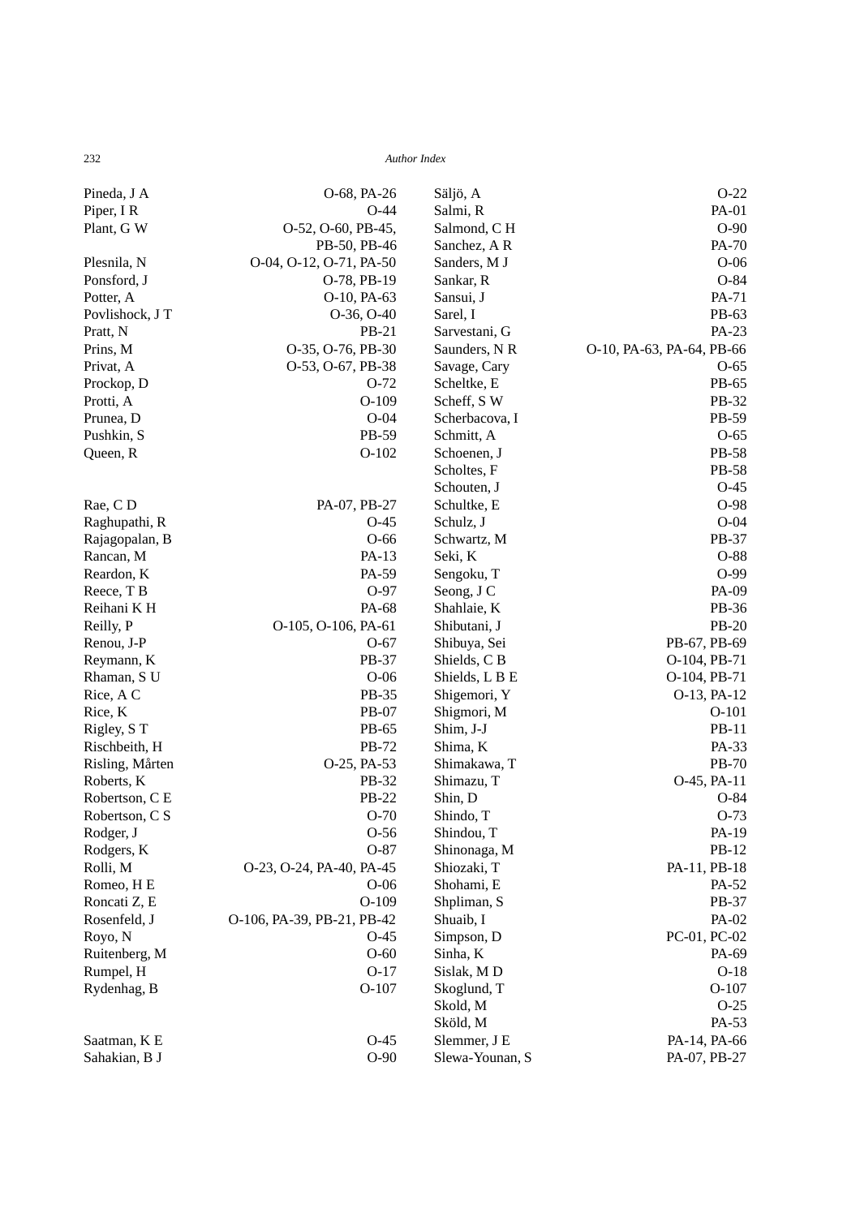Pineda, J A O-68, PA-26
Piper, I R O-44
Plant, G W O-52, O-60, PB-45, PB-50, PB-46
Plesnila, N O-04, O-12, O-71, PA-50
Ponsford, J O-78, PB-19
Potter, A O-10, PA-63
Povlishock, J T O-36, O-40
Pratt, N PB-21
Prins, M O-35, O-76, PB-30
Privat, A O-53, O-67, PB-38
Prockop, D O-72
Protti, A O-109
Prunea, D O-04
Pushkin, S PB-59
Queen, R O-102

Rae, C D PA-07, PB-27
Raghupathi, R O-45
Rajagopalan, B O-66
Rancan, M PA-13
Reardon, K PA-59
Reece, T B O-97
Reihani K H PA-68
Reilly, P O-105, O-106, PA-61
Renou, J-P O-67
Reymann, K PB-37
Rhaman, S U O-06
Rice, A C PB-35
Rice, K PB-07
Rigley, S T PB-65
Rischbeith, H PB-72
Risling, Mårten O-25, PA-53
Roberts, K PB-32
Robertson, C E PB-22
Robertson, C S O-70
Rodger, J O-56
Rodgers, K O-87
Rolli, M O-23, O-24, PA-40, PA-45
Romeo, H E O-06
Roncati Z, E O-109
Rosenfeld, J O-106, PA-39, PB-21, PB-42
Royo, N O-45
Ruitenberg, M O-60
Rumpel, H O-17
Rydenhag, B O-107

Saatman, K E O-45
Sahakian, B J O-90
Säljö, A O-22
Salmi, R PA-01
Salmond, C H O-90
Sanchez, A R PA-70
Sanders, M J O-06
Sankar, R O-84
Sansui, J PA-71
Sarel, I PB-63
Sarvestani, G PA-23
Saunders, N R O-10, PA-63, PA-64, PB-66
Savage, Cary O-65
Scheltke, E PB-65
Scheff, S W PB-32
Scherbacova, I PB-59
Schmitt, A O-65
Schoenen, J PB-58
Scholtes, F PB-58
Schouten, J O-45
Schultke, E O-98
Schulz, J O-04
Schwartz, M PB-37
Seki, K O-88
Sengoku, T O-99
Seong, J C PA-09
Shahlaie, K PB-36
Shibutani, J PB-20
Shibuya, Sei PB-67, PB-69
Shields, C B O-104, PB-71
Shields, L B E O-104, PB-71
Shigemori, Y O-13, PA-12
Shigmori, M O-101
Shim, J-J PB-11
Shima, K PA-33
Shimakawa, T PB-70
Shimazu, T O-45, PA-11
Shin, D O-84
Shindo, T O-73
Shindou, T PA-19
Shinonaga, M PB-12
Shiozaki, T PA-11, PB-18
Shohami, E PA-52
Shpliman, S PB-37
Shuaib, I PA-02
Simpson, D PC-01, PC-02
Sinha, K PA-69
Sislak, M D O-18
Skoglund, T O-107
Skold, M O-25
Sköld, M PA-53
Slemmer, J E PA-14, PA-66
Slewa-Younan, S PA-07, PB-27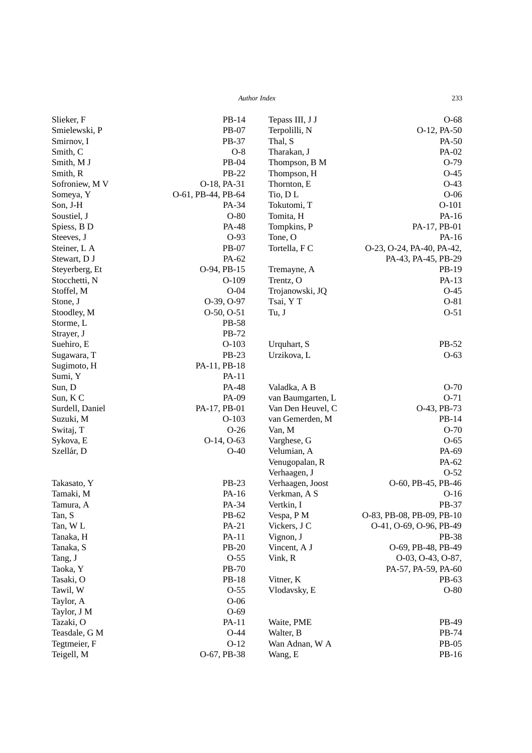Slieker, F PB-14
Smielewski, P PB-07
Smirnov, I PB-37
Smith, C O-8
Smith, M J PB-04
Smith, R PB-22
Sofroniew, M V O-18, PA-31
Someya, Y O-61, PB-44, PB-64
Son, J-H PA-34
Soustiel, J O-80
Spiess, B D PA-48
Steeves, J O-93
Steiner, L A PB-07
Stewart, D J PA-62
Steyerberg, Et O-94, PB-15
Stocchetti, N O-109
Stoffel, M O-04
Stone, J O-39, O-97
Stoodley, M O-50, O-51
Storme, L PB-58
Strayer, J PB-72
Suehiro, E O-103
Sugawara, T PB-23
Sugimoto, H PA-11, PB-18
Sumi, Y PA-11
Sun, D PA-48
Sun, K C PA-09
Surdell, Daniel PA-17, PB-01
Suzuki, M O-103
Switaj, T O-26
Sykova, E O-14, O-63
Szellár, D O-40

Takasato, Y PB-23
Tamaki, M PA-16
Tamura, A PA-34
Tan, S PB-62
Tan, W L PA-21
Tanaka, H PA-11
Tanaka, S PB-20
Tang, J O-55
Taoka, Y PB-70
Tasaki, O PB-18
Tawil, W O-55
Taylor, A O-06
Taylor, J M O-69
Tazaki, O PA-11
Teasdale, G M O-44
Tegtmeier, F O-12
Teigell, M O-67, PB-38
Tepass III, J J O-68
Terpolilli, N O-12, PA-50
Thal, S PA-50
Tharakan, J PA-02
Thompson, B M O-79
Thompson, H O-45
Thornton, E O-43
Tio, D L O-06
Tokutomi, T O-101
Tomita, H PA-16
Tompkins, P PA-17, PB-01
Tone, O PA-16
Tortella, F C O-23, O-24, PA-40, PA-42, PA-43, PA-45, PB-29
Tremayne, A PB-19
Trentz, O PA-13
Trojanowski, JQ O-45
Tsai, Y T O-81
Tu, J O-51

Urquhart, S PB-52
Urzikova, L O-63

Valadka, A B O-70
van Baumgarten, L O-71
Van Den Heuvel, C O-43, PB-73
van Gemerden, M PB-14
Van, M O-70
Varghese, G O-65
Velumian, A PA-69
Venugopalan, R PA-62
Verhaagen, J O-52
Verhaagen, Joost O-60, PB-45, PB-46
Verkman, A S O-16
Vertkin, I PB-37
Vespa, P M O-83, PB-08, PB-09, PB-10
Vickers, J C O-41, O-69, O-96, PB-49
Vignon, J PB-38
Vincent, A J O-69, PB-48, PB-49
Vink, R O-03, O-43, O-87, PA-57, PA-59, PA-60
Vitner, K PB-63
Vlodavsky, E O-80

Waite, PME PB-49
Walter, B PB-74
Wan Adnan, W A PB-05
Wang, E PB-16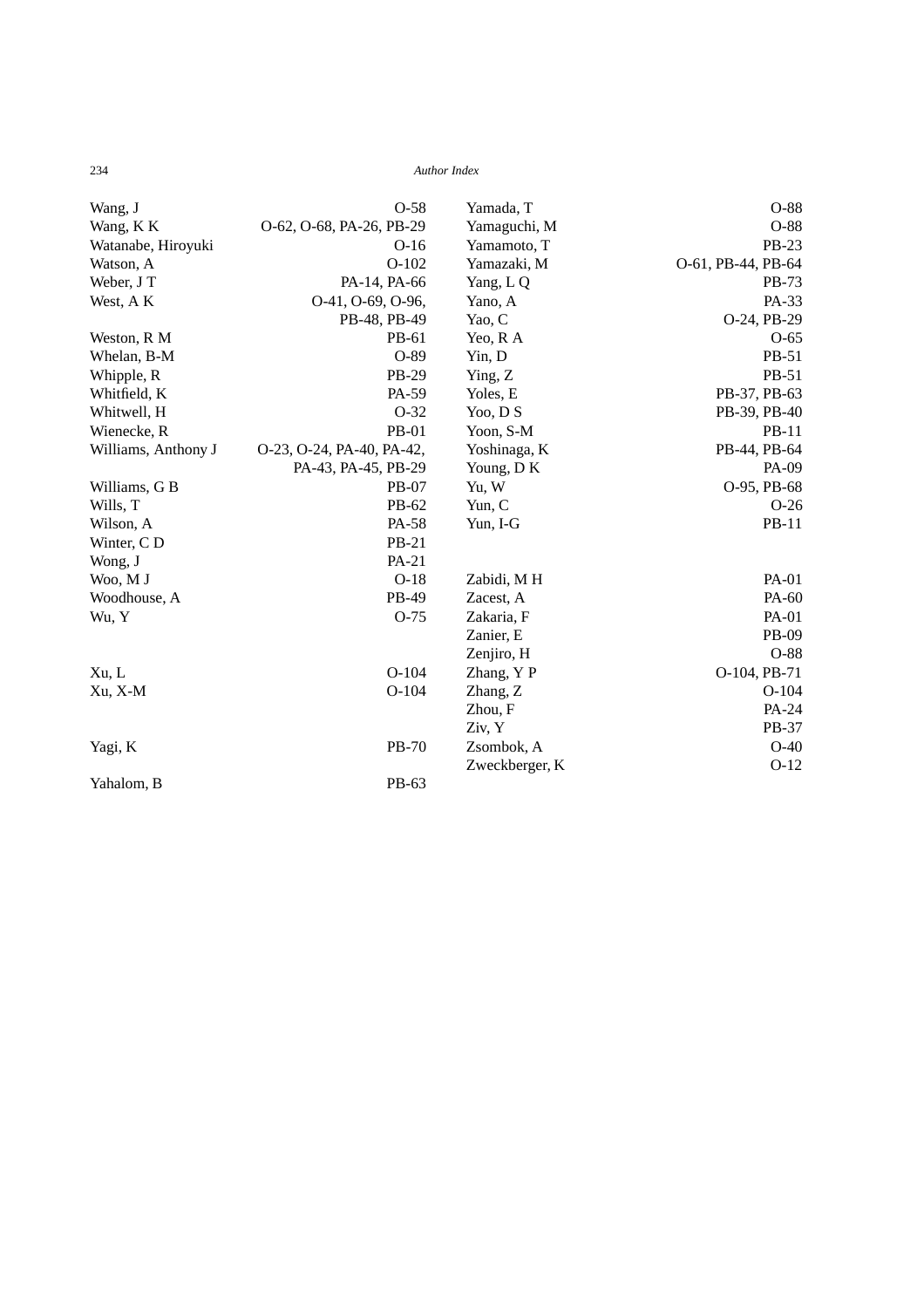Wang, J O-58
Wang, K K O-62, O-68, PA-26, PB-29
Watanabe, Hiroyuki O-16
Watson, A O-102
Weber, J T PA-14, PA-66
West, A K O-41, O-69, O-96, PB-48, PB-49
Weston, R M PB-61
Whelan, B-M O-89
Whipple, R PB-29
Whitfield, K PA-59
Whitwell, H O-32
Wienecke, R PB-01
Williams, Anthony J O-23, O-24, PA-40, PA-42, PA-43, PA-45, PB-29
Williams, G B PB-07
Wills, T PB-62
Wilson, A PA-58
Winter, C D PB-21
Wong, J PA-21
Woo, M J O-18
Woodhouse, A PB-49
Wu, Y O-75

Xu, L O-104
Xu, X-M O-104

Yagi, K PB-70

Yahalom, B PB-63
Yamada, T O-88
Yamaguchi, M O-88
Yamamoto, T PB-23
Yamazaki, M O-61, PB-44, PB-64
Yang, L Q PB-73
Yano, A PA-33
Yao, C O-24, PB-29
Yeo, R A O-65
Yin, D PB-51
Ying, Z PB-51
Yoles, E PB-37, PB-63
Yoo, D S PB-39, PB-40
Yoon, S-M PB-11
Yoshinaga, K PB-44, PB-64
Young, D K PA-09
Yu, W O-95, PB-68
Yun, C O-26
Yun, I-G PB-11

Zabidi, M H PA-01
Zacest, A PA-60
Zakaria, F PA-01
Zanier, E PB-09
Zenjiro, H O-88
Zhang, Y P O-104, PB-71
Zhang, Z O-104
Zhou, F PA-24
Ziv, Y PB-37
Zsombok, A O-40
Zweckberger, K O-12